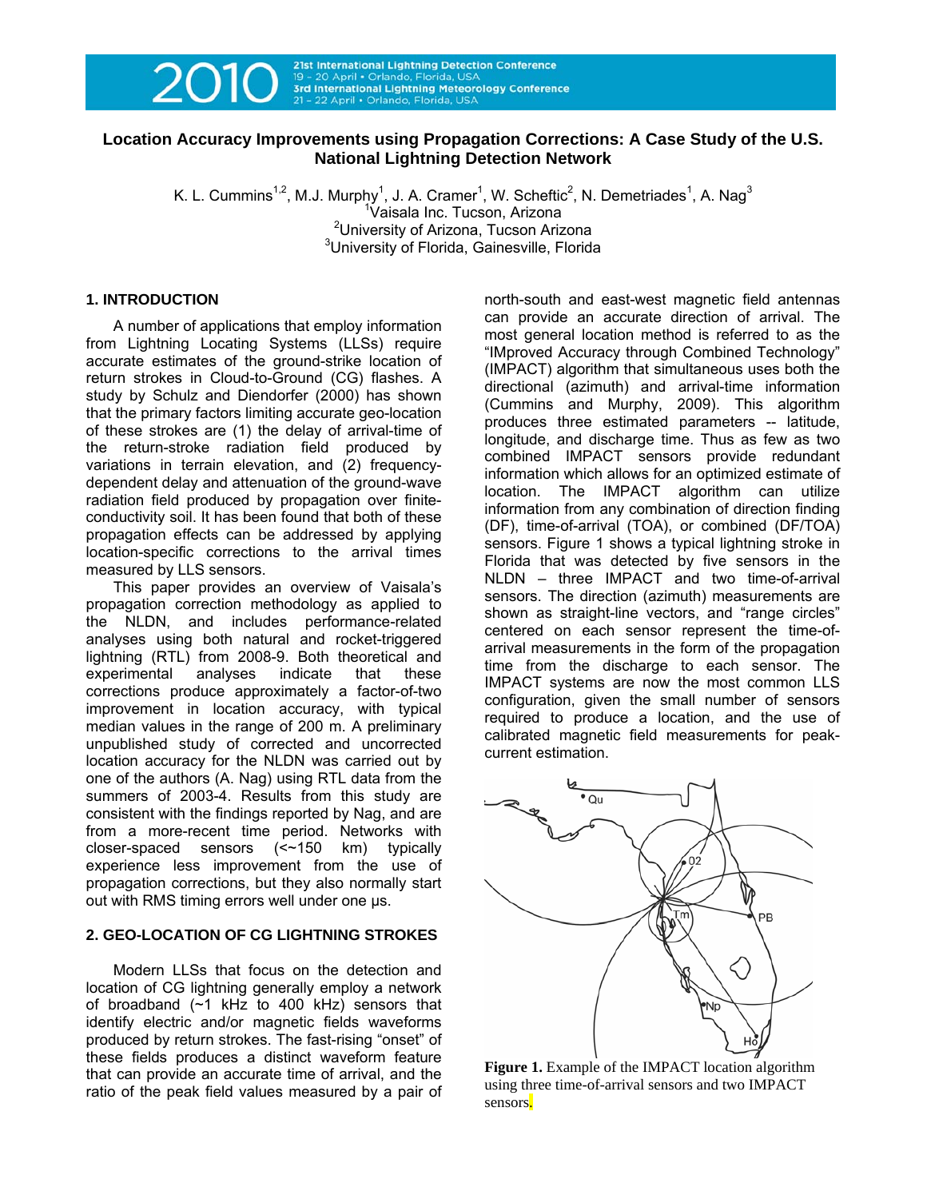# Location Accuracy Improvements using Propagation Corrections: A Case Study of the U.S. National Lightning Detection Network

K. L. Cummins[1,2], M.J. Murphy[1], J. A. Cramer[1], W. Scheftic[2], N. Demetriades[1], A. Nag[3]

[1]Vaisala Inc. Tucson, Arizona
[2]University of Arizona, Tucson Arizona
[3]University of Florida, Gainesville, Florida

## 1. INTRODUCTION

A number of applications that employ information from Lightning Locating Systems (LLSs) require accurate estimates of the ground-strike location of return strokes in Cloud-to-Ground (CG) flashes. A study by Schulz and Diendorfer (2000) has shown that the primary factors limiting accurate geo-location of these strokes are (1) the delay of arrival-time of the return-stroke radiation field produced by variations in terrain elevation, and (2) frequency-dependent delay and attenuation of the ground-wave radiation field produced by propagation over finite-conductivity soil. It has been found that both of these propagation effects can be addressed by applying location-specific corrections to the arrival times measured by LLS sensors.

This paper provides an overview of Vaisala's propagation correction methodology as applied to the NLDN, and includes performance-related analyses using both natural and rocket-triggered lightning (RTL) from 2008-9. Both theoretical and experimental analyses indicate that these corrections produce approximately a factor-of-two improvement in location accuracy, with typical median values in the range of 200 m. A preliminary unpublished study of corrected and uncorrected location accuracy for the NLDN was carried out by one of the authors (A. Nag) using RTL data from the summers of 2003-4. Results from this study are consistent with the findings reported by Nag, and are from a more-recent time period. Networks with closer-spaced sensors (<~150 km) typically experience less improvement from the use of propagation corrections, but they also normally start out with RMS timing errors well under one μs.

## 2. GEO-LOCATION OF CG LIGHTNING STROKES

Modern LLSs that focus on the detection and location of CG lightning generally employ a network of broadband (~1 kHz to 400 kHz) sensors that identify electric and/or magnetic fields waveforms produced by return strokes. The fast-rising "onset" of these fields produces a distinct waveform feature that can provide an accurate time of arrival, and the ratio of the peak field values measured by a pair of north-south and east-west magnetic field antennas can provide an accurate direction of arrival. The most general location method is referred to as the "IMproved Accuracy through Combined Technology" (IMPACT) algorithm that simultaneous uses both the directional (azimuth) and arrival-time information (Cummins and Murphy, 2009). This algorithm produces three estimated parameters -- latitude, longitude, and discharge time. Thus as few as two combined IMPACT sensors provide redundant information which allows for an optimized estimate of location. The IMPACT algorithm can utilize information from any combination of direction finding (DF), time-of-arrival (TOA), or combined (DF/TOA) sensors. Figure 1 shows a typical lightning stroke in Florida that was detected by five sensors in the NLDN – three IMPACT and two time-of-arrival sensors. The direction (azimuth) measurements are shown as straight-line vectors, and "range circles" centered on each sensor represent the time-of-arrival measurements in the form of the propagation time from the discharge to each sensor. The IMPACT systems are now the most common LLS configuration, given the small number of sensors required to produce a location, and the use of calibrated magnetic field measurements for peak-current estimation.

**Figure 1.** Example of the IMPACT location algorithm using three time-of-arrival sensors and two IMPACT sensors.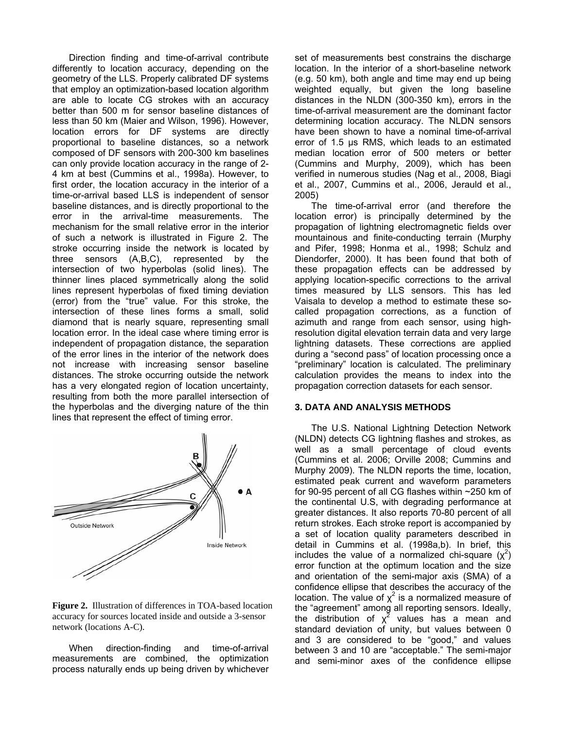Direction finding and time-of-arrival contribute differently to location accuracy, depending on the geometry of the LLS. Properly calibrated DF systems that employ an optimization-based location algorithm are able to locate CG strokes with an accuracy better than 500 m for sensor baseline distances of less than 50 km (Maier and Wilson, 1996). However, location errors for DF systems are directly proportional to baseline distances, so a network composed of DF sensors with 200-300 km baselines can only provide location accuracy in the range of 2-4 km at best (Cummins et al., 1998a). However, to first order, the location accuracy in the interior of a time-or-arrival based LLS is independent of sensor baseline distances, and is directly proportional to the error in the arrival-time measurements. The mechanism for the small relative error in the interior of such a network is illustrated in Figure 2. The stroke occurring inside the network is located by three sensors (A,B,C), represented by the intersection of two hyperbolas (solid lines). The thinner lines placed symmetrically along the solid lines represent hyperbolas of fixed timing deviation (error) from the "true" value. For this stroke, the intersection of these lines forms a small, solid diamond that is nearly square, representing small location error. In the ideal case where timing error is independent of propagation distance, the separation of the error lines in the interior of the network does not increase with increasing sensor baseline distances. The stroke occurring outside the network has a very elongated region of location uncertainty, resulting from both the more parallel intersection of the hyperbolas and the diverging nature of the thin lines that represent the effect of timing error.

**Figure 2.** Illustration of differences in TOA-based location accuracy for sources located inside and outside a 3-sensor network (locations A-C).

When direction-finding and time-of-arrival measurements are combined, the optimization process naturally ends up being driven by whichever set of measurements best constrains the discharge location. In the interior of a short-baseline network (e.g. 50 km), both angle and time may end up being weighted equally, but given the long baseline distances in the NLDN (300-350 km), errors in the time-of-arrival measurement are the dominant factor determining location accuracy. The NLDN sensors have been shown to have a nominal time-of-arrival error of 1.5 μs RMS, which leads to an estimated median location error of 500 meters or better (Cummins and Murphy, 2009), which has been verified in numerous studies (Nag et al., 2008, Biagi et al., 2007, Cummins et al., 2006, Jerauld et al., 2005)

The time-of-arrival error (and therefore the location error) is principally determined by the propagation of lightning electromagnetic fields over mountainous and finite-conducting terrain (Murphy and Pifer, 1998; Honma et al., 1998; Schulz and Diendorfer, 2000). It has been found that both of these propagation effects can be addressed by applying location-specific corrections to the arrival times measured by LLS sensors. This has led Vaisala to develop a method to estimate these so-called propagation corrections, as a function of azimuth and range from each sensor, using high-resolution digital elevation terrain data and very large lightning datasets. These corrections are applied during a "second pass" of location processing once a "preliminary" location is calculated. The preliminary calculation provides the means to index into the propagation correction datasets for each sensor.

### 3. DATA AND ANALYSIS METHODS

The U.S. National Lightning Detection Network (NLDN) detects CG lightning flashes and strokes, as well as a small percentage of cloud events (Cummins et al. 2006; Orville 2008; Cummins and Murphy 2009). The NLDN reports the time, location, estimated peak current and waveform parameters for 90-95 percent of all CG flashes within ~250 km of the continental U.S, with degrading performance at greater distances. It also reports 70-80 percent of all return strokes. Each stroke report is accompanied by a set of location quality parameters described in detail in Cummins et al. (1998a,b). In brief, this includes the value of a normalized chi-square ($\chi^2$) error function at the optimum location and the size and orientation of the semi-major axis (SMA) of a confidence ellipse that describes the accuracy of the location. The value of $\chi^2$ is a normalized measure of the "agreement" among all reporting sensors. Ideally, the distribution of $\chi^2$ values has a mean and standard deviation of unity, but values between 0 and 3 are considered to be "good," and values between 3 and 10 are "acceptable." The semi-major and semi-minor axes of the confidence ellipse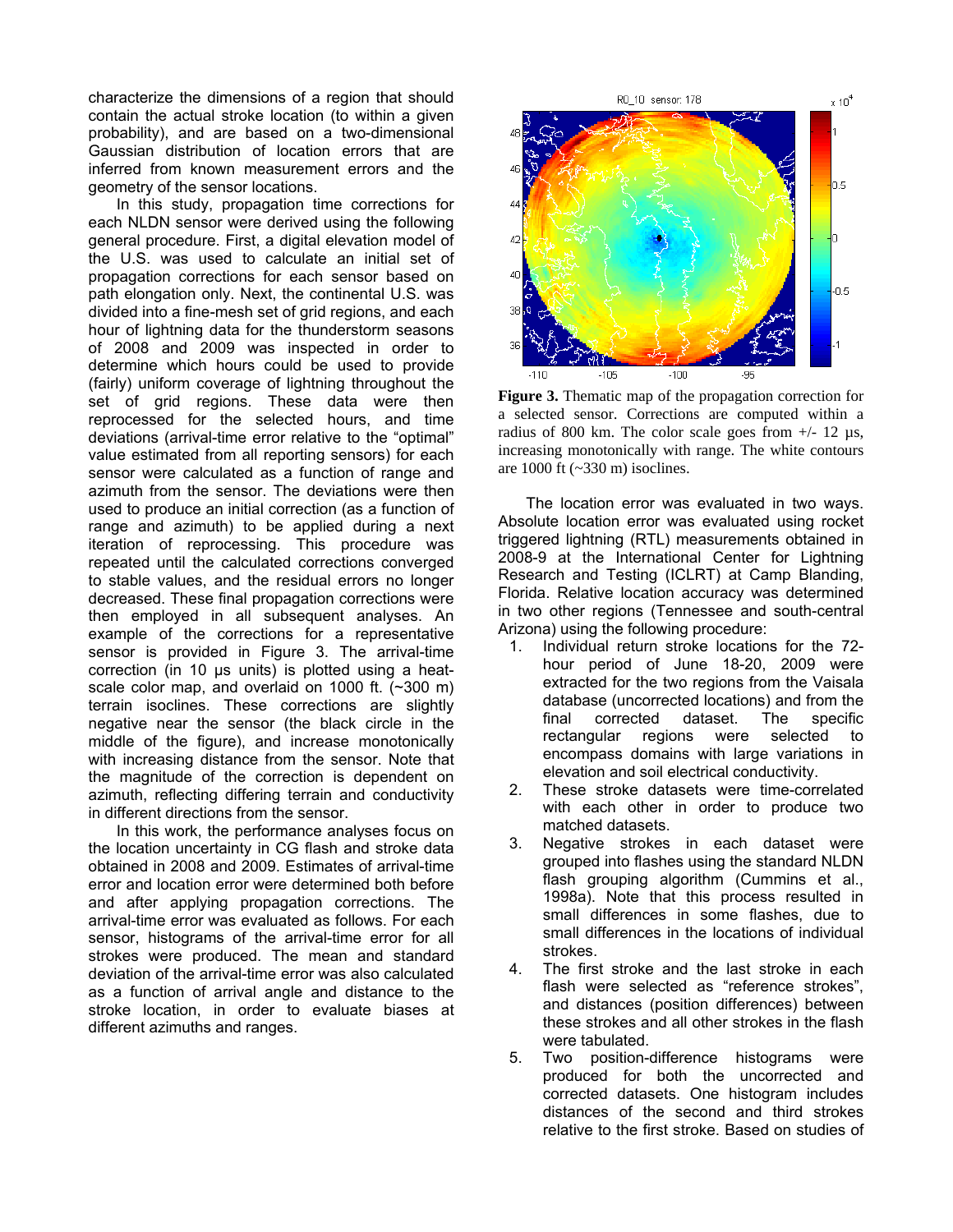characterize the dimensions of a region that should contain the actual stroke location (to within a given probability), and are based on a two-dimensional Gaussian distribution of location errors that are inferred from known measurement errors and the geometry of the sensor locations.

In this study, propagation time corrections for each NLDN sensor were derived using the following general procedure. First, a digital elevation model of the U.S. was used to calculate an initial set of propagation corrections for each sensor based on path elongation only. Next, the continental U.S. was divided into a fine-mesh set of grid regions, and each hour of lightning data for the thunderstorm seasons of 2008 and 2009 was inspected in order to determine which hours could be used to provide (fairly) uniform coverage of lightning throughout the set of grid regions. These data were then reprocessed for the selected hours, and time deviations (arrival-time error relative to the "optimal" value estimated from all reporting sensors) for each sensor were calculated as a function of range and azimuth from the sensor. The deviations were then used to produce an initial correction (as a function of range and azimuth) to be applied during a next iteration of reprocessing. This procedure was repeated until the calculated corrections converged to stable values, and the residual errors no longer decreased. These final propagation corrections were then employed in all subsequent analyses. An example of the corrections for a representative sensor is provided in Figure 3. The arrival-time correction (in 10 µs units) is plotted using a heat-scale color map, and overlaid on 1000 ft. (~300 m) terrain isoclines. These corrections are slightly negative near the sensor (the black circle in the middle of the figure), and increase monotonically with increasing distance from the sensor. Note that the magnitude of the correction is dependent on azimuth, reflecting differing terrain and conductivity in different directions from the sensor.

In this work, the performance analyses focus on the location uncertainty in CG flash and stroke data obtained in 2008 and 2009. Estimates of arrival-time error and location error were determined both before and after applying propagation corrections. The arrival-time error was evaluated as follows. For each sensor, histograms of the arrival-time error for all strokes were produced. The mean and standard deviation of the arrival-time error was also calculated as a function of arrival angle and distance to the stroke location, in order to evaluate biases at different azimuths and ranges.

**Figure 3.** Thematic map of the propagation correction for a selected sensor. Corrections are computed within a radius of 800 km. The color scale goes from +/- 12 µs, increasing monotonically with range. The white contours are 1000 ft (~330 m) isoclines.

The location error was evaluated in two ways. Absolute location error was evaluated using rocket triggered lightning (RTL) measurements obtained in 2008-9 at the International Center for Lightning Research and Testing (ICLRT) at Camp Blanding, Florida. Relative location accuracy was determined in two other regions (Tennessee and south-central Arizona) using the following procedure:

1. Individual return stroke locations for the 72-hour period of June 18-20, 2009 were extracted for the two regions from the Vaisala database (uncorrected locations) and from the final corrected dataset. The specific rectangular regions were selected to encompass domains with large variations in elevation and soil electrical conductivity.
2. These stroke datasets were time-correlated with each other in order to produce two matched datasets.
3. Negative strokes in each dataset were grouped into flashes using the standard NLDN flash grouping algorithm (Cummins et al., 1998a). Note that this process resulted in small differences in some flashes, due to small differences in the locations of individual strokes.
4. The first stroke and the last stroke in each flash were selected as "reference strokes", and distances (position differences) between these strokes and all other strokes in the flash were tabulated.
5. Two position-difference histograms were produced for both the uncorrected and corrected datasets. One histogram includes distances of the second and third strokes relative to the first stroke. Based on studies of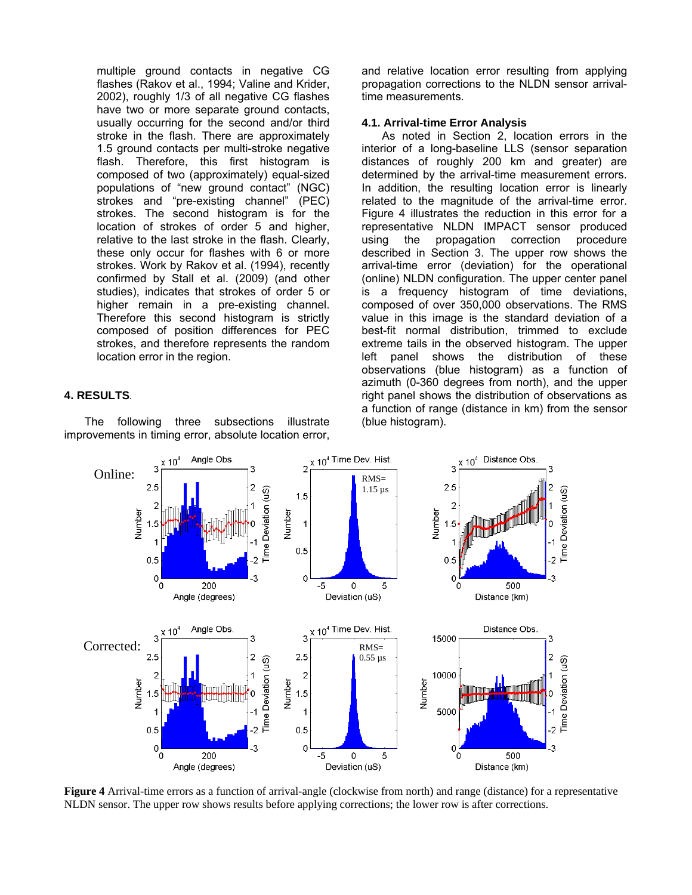multiple ground contacts in negative CG flashes (Rakov et al., 1994; Valine and Krider, 2002), roughly 1/3 of all negative CG flashes have two or more separate ground contacts, usually occurring for the second and/or third stroke in the flash. There are approximately 1.5 ground contacts per multi-stroke negative flash. Therefore, this first histogram is composed of two (approximately) equal-sized populations of "new ground contact" (NGC) strokes and "pre-existing channel" (PEC) strokes. The second histogram is for the location of strokes of order 5 and higher, relative to the last stroke in the flash. Clearly, these only occur for flashes with 6 or more strokes. Work by Rakov et al. (1994), recently confirmed by Stall et al. (2009) (and other studies), indicates that strokes of order 5 or higher remain in a pre-existing channel. Therefore this second histogram is strictly composed of position differences for PEC strokes, and therefore represents the random location error in the region.

## 4. RESULTS.

The following three subsections illustrate improvements in timing error, absolute location error, and relative location error resulting from applying propagation corrections to the NLDN sensor arrival-time measurements.

### 4.1. Arrival-time Error Analysis

As noted in Section 2, location errors in the interior of a long-baseline LLS (sensor separation distances of roughly 200 km and greater) are determined by the arrival-time measurement errors. In addition, the resulting location error is linearly related to the magnitude of the arrival-time error. Figure 4 illustrates the reduction in this error for a representative NLDN IMPACT sensor produced using the propagation correction procedure described in Section 3. The upper row shows the arrival-time error (deviation) for the operational (online) NLDN configuration. The upper center panel is a frequency histogram of time deviations, composed of over 350,000 observations. The RMS value in this image is the standard deviation of a best-fit normal distribution, trimmed to exclude extreme tails in the observed histogram. The upper left panel shows the distribution of these observations (blue histogram) as a function of azimuth (0-360 degrees from north), and the upper right panel shows the distribution of observations as a function of range (distance in km) from the sensor (blue histogram).

**Figure 4** Arrival-time errors as a function of arrival-angle (clockwise from north) and range (distance) for a representative NLDN sensor. The upper row shows results before applying corrections; the lower row is after corrections.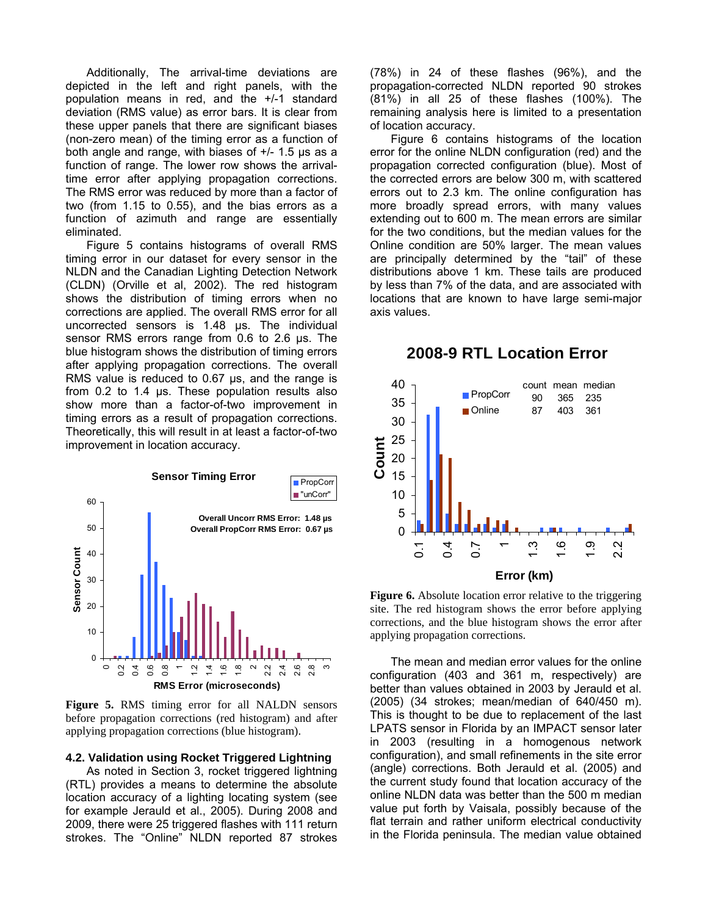Additionally, The arrival-time deviations are depicted in the left and right panels, with the population means in red, and the +/-1 standard deviation (RMS value) as error bars. It is clear from these upper panels that there are significant biases (non-zero mean) of the timing error as a function of both angle and range, with biases of +/- 1.5 µs as a function of range. The lower row shows the arrival-time error after applying propagation corrections. The RMS error was reduced by more than a factor of two (from 1.15 to 0.55), and the bias errors as a function of azimuth and range are essentially eliminated.

Figure 5 contains histograms of overall RMS timing error in our dataset for every sensor in the NLDN and the Canadian Lighting Detection Network (CLDN) (Orville et al, 2002). The red histogram shows the distribution of timing errors when no corrections are applied. The overall RMS error for all uncorrected sensors is 1.48 µs. The individual sensor RMS errors range from 0.6 to 2.6 µs. The blue histogram shows the distribution of timing errors after applying propagation corrections. The overall RMS value is reduced to 0.67 µs, and the range is from 0.2 to 1.4 µs. These population results also show more than a factor-of-two improvement in timing errors as a result of propagation corrections. Theoretically, this will result in at least a factor-of-two improvement in location accuracy.

**Figure 5.** RMS timing error for all NALDN sensors before propagation corrections (red histogram) and after applying propagation corrections (blue histogram).

### 4.2. Validation using Rocket Triggered Lightning

As noted in Section 3, rocket triggered lightning (RTL) provides a means to determine the absolute location accuracy of a lighting locating system (see for example Jerauld et al., 2005). During 2008 and 2009, there were 25 triggered flashes with 111 return strokes. The "Online" NLDN reported 87 strokes (78%) in 24 of these flashes (96%), and the propagation-corrected NLDN reported 90 strokes (81%) in all 25 of these flashes (100%). The remaining analysis here is limited to a presentation of location accuracy.

Figure 6 contains histograms of the location error for the online NLDN configuration (red) and the propagation corrected configuration (blue). Most of the corrected errors are below 300 m, with scattered errors out to 2.3 km. The online configuration has more broadly spread errors, with many values extending out to 600 m. The mean errors are similar for the two conditions, but the median values for the Online condition are 50% larger. The mean values are principally determined by the "tail" of these distributions above 1 km. These tails are produced by less than 7% of the data, and are associated with locations that are known to have large semi-major axis values.

**Figure 6.** Absolute location error relative to the triggering site. The red histogram shows the error before applying corrections, and the blue histogram shows the error after applying propagation corrections.

The mean and median error values for the online configuration (403 and 361 m, respectively) are better than values obtained in 2003 by Jerauld et al. (2005) (34 strokes; mean/median of 640/450 m). This is thought to be due to replacement of the last LPATS sensor in Florida by an IMPACT sensor later in 2003 (resulting in a homogenous network configuration), and small refinements in the site error (angle) corrections. Both Jerauld et al. (2005) and the current study found that location accuracy of the online NLDN data was better than the 500 m median value put forth by Vaisala, possibly because of the flat terrain and rather uniform electrical conductivity in the Florida peninsula. The median value obtained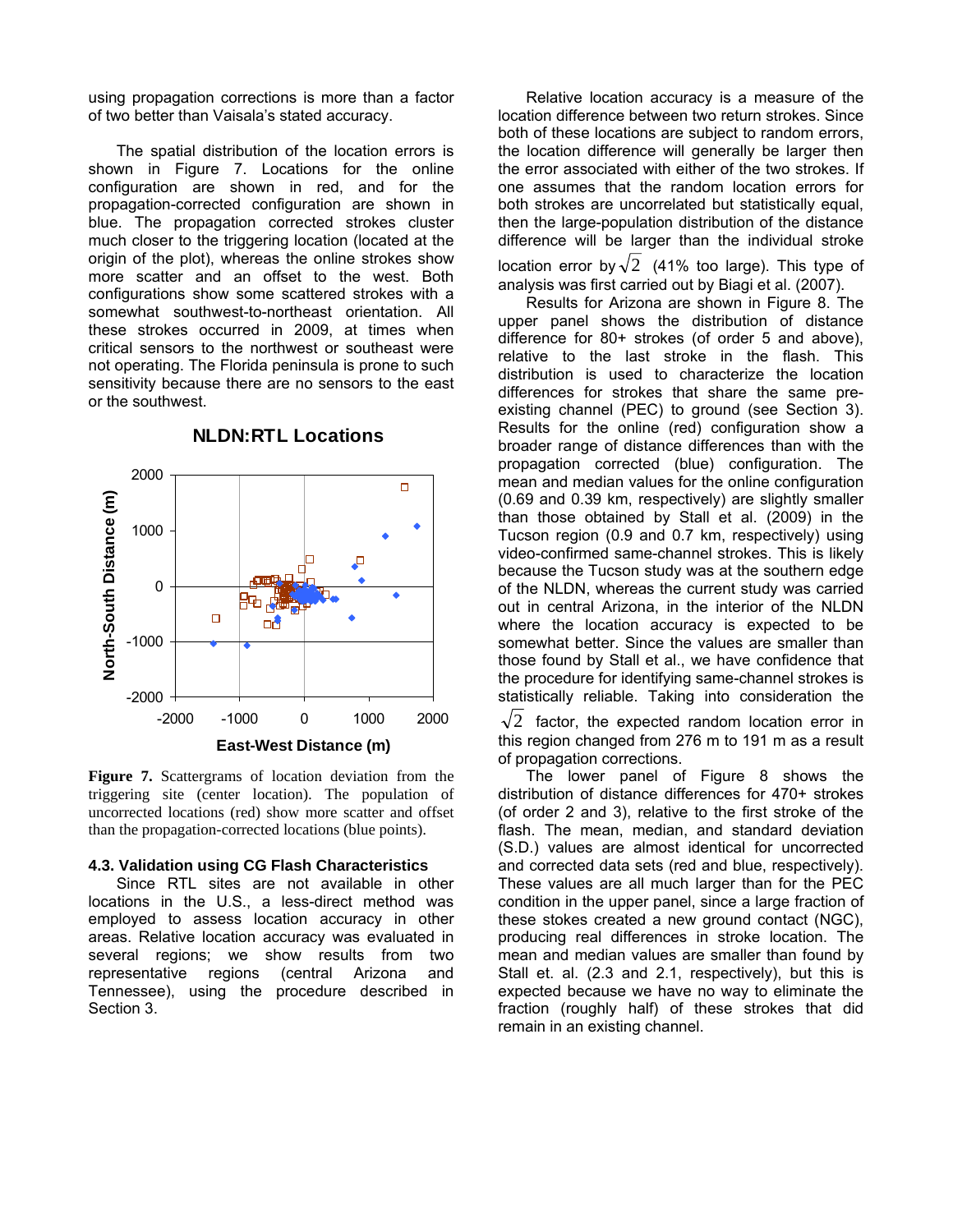using propagation corrections is more than a factor of two better than Vaisala's stated accuracy.

The spatial distribution of the location errors is shown in Figure 7. Locations for the online configuration are shown in red, and for the propagation-corrected configuration are shown in blue. The propagation corrected strokes cluster much closer to the triggering location (located at the origin of the plot), whereas the online strokes show more scatter and an offset to the west. Both configurations show some scattered strokes with a somewhat southwest-to-northeast orientation. All these strokes occurred in 2009, at times when critical sensors to the northwest or southeast were not operating. The Florida peninsula is prone to such sensitivity because there are no sensors to the east or the southwest.

**Figure 7.** Scattergrams of location deviation from the triggering site (center location). The population of uncorrected locations (red) show more scatter and offset than the propagation-corrected locations (blue points).

### 4.3. Validation using CG Flash Characteristics

Since RTL sites are not available in other locations in the U.S., a less-direct method was employed to assess location accuracy in other areas. Relative location accuracy was evaluated in several regions; we show results from two representative regions (central Arizona and Tennessee), using the procedure described in Section 3.

Relative location accuracy is a measure of the location difference between two return strokes. Since both of these locations are subject to random errors, the location difference will generally be larger then the error associated with either of the two strokes. If one assumes that the random location errors for both strokes are uncorrelated but statistically equal, then the large-population distribution of the distance difference will be larger than the individual stroke location error by $\sqrt{2}$ (41% too large). This type of analysis was first carried out by Biagi et al. (2007).

Results for Arizona are shown in Figure 8. The upper panel shows the distribution of distance difference for 80+ strokes (of order 5 and above), relative to the last stroke in the flash. This distribution is used to characterize the location differences for strokes that share the same pre-existing channel (PEC) to ground (see Section 3). Results for the online (red) configuration show a broader range of distance differences than with the propagation corrected (blue) configuration. The mean and median values for the online configuration (0.69 and 0.39 km, respectively) are slightly smaller than those obtained by Stall et al. (2009) in the Tucson region (0.9 and 0.7 km, respectively) using video-confirmed same-channel strokes. This is likely because the Tucson study was at the southern edge of the NLDN, whereas the current study was carried out in central Arizona, in the interior of the NLDN where the location accuracy is expected to be somewhat better. Since the values are smaller than those found by Stall et al., we have confidence that the procedure for identifying same-channel strokes is statistically reliable. Taking into consideration the $\sqrt{2}$ factor, the expected random location error in this region changed from 276 m to 191 m as a result of propagation corrections.

The lower panel of Figure 8 shows the distribution of distance differences for 470+ strokes (of order 2 and 3), relative to the first stroke of the flash. The mean, median, and standard deviation (S.D.) values are almost identical for uncorrected and corrected data sets (red and blue, respectively). These values are all much larger than for the PEC condition in the upper panel, since a large fraction of these stokes created a new ground contact (NGC), producing real differences in stroke location. The mean and median values are smaller than found by Stall et. al. (2.3 and 2.1, respectively), but this is expected because we have no way to eliminate the fraction (roughly half) of these strokes that did remain in an existing channel.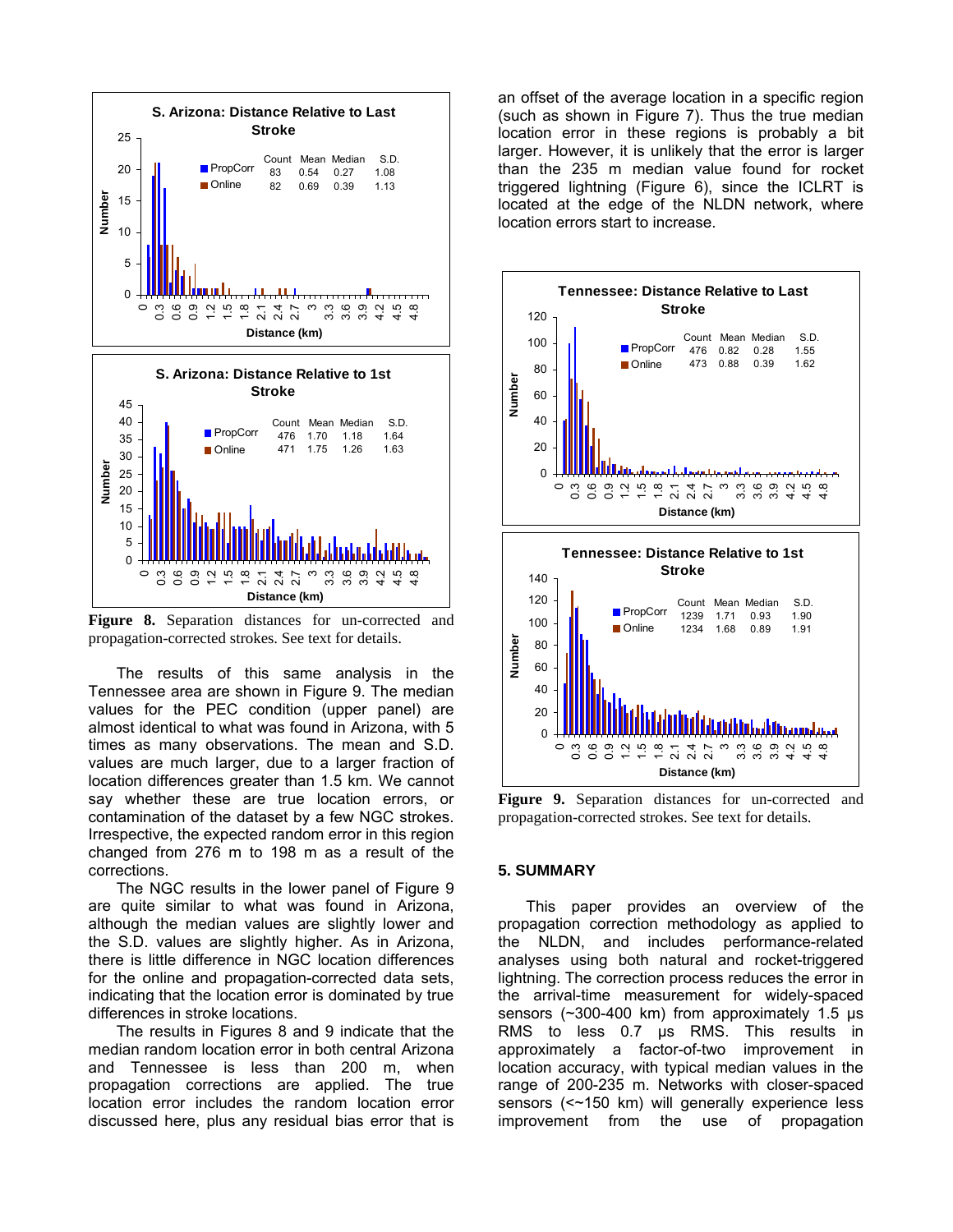**Figure 8.** Separation distances for un-corrected and propagation-corrected strokes. See text for details.

The results of this same analysis in the Tennessee area are shown in Figure 9. The median values for the PEC condition (upper panel) are almost identical to what was found in Arizona, with 5 times as many observations. The mean and S.D. values are much larger, due to a larger fraction of location differences greater than 1.5 km. We cannot say whether these are true location errors, or contamination of the dataset by a few NGC strokes. Irrespective, the expected random error in this region changed from 276 m to 198 m as a result of the corrections.

The NGC results in the lower panel of Figure 9 are quite similar to what was found in Arizona, although the median values are slightly lower and the S.D. values are slightly higher. As in Arizona, there is little difference in NGC location differences for the online and propagation-corrected data sets, indicating that the location error is dominated by true differences in stroke locations.

The results in Figures 8 and 9 indicate that the median random location error in both central Arizona and Tennessee is less than 200 m, when propagation corrections are applied. The true location error includes the random location error discussed here, plus any residual bias error that is an offset of the average location in a specific region (such as shown in Figure 7). Thus the true median location error in these regions is probably a bit larger. However, it is unlikely that the error is larger than the 235 m median value found for rocket triggered lightning (Figure 6), since the ICLRT is located at the edge of the NLDN network, where location errors start to increase.

**Figure 9.** Separation distances for un-corrected and propagation-corrected strokes. See text for details.

## 5. SUMMARY

This paper provides an overview of the propagation correction methodology as applied to the NLDN, and includes performance-related analyses using both natural and rocket-triggered lightning. The correction process reduces the error in the arrival-time measurement for widely-spaced sensors (~300-400 km) from approximately 1.5 µs RMS to less 0.7 µs RMS. This results in approximately a factor-of-two improvement in location accuracy, with typical median values in the range of 200-235 m. Networks with closer-spaced sensors (<~150 km) will generally experience less improvement from the use of propagation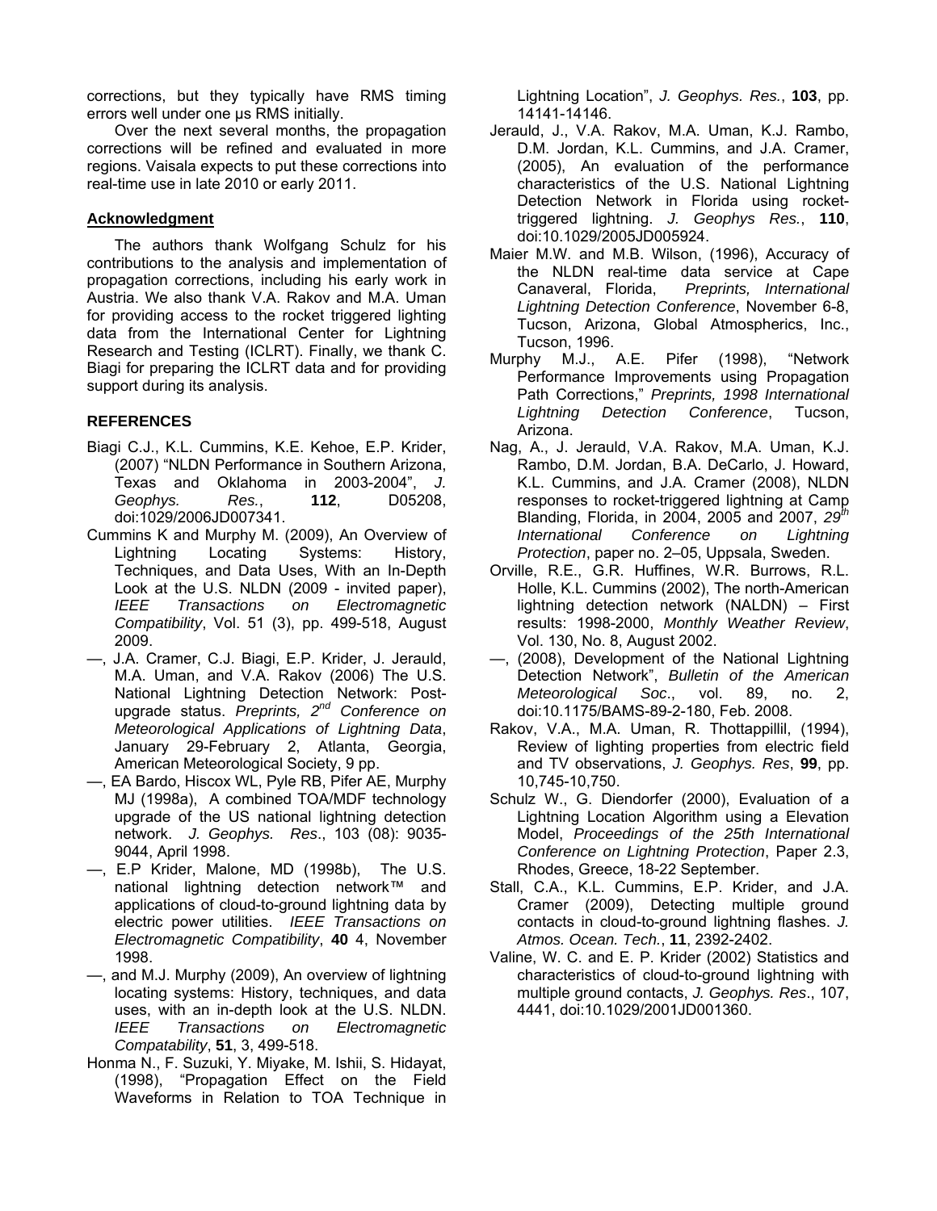corrections, but they typically have RMS timing errors well under one μs RMS initially.

Over the next several months, the propagation corrections will be refined and evaluated in more regions. Vaisala expects to put these corrections into real-time use in late 2010 or early 2011.

## Acknowledgment

The authors thank Wolfgang Schulz for his contributions to the analysis and implementation of propagation corrections, including his early work in Austria. We also thank V.A. Rakov and M.A. Uman for providing access to the rocket triggered lighting data from the International Center for Lightning Research and Testing (ICLRT). Finally, we thank C. Biagi for preparing the ICLRT data and for providing support during its analysis.

## REFERENCES

Biagi C.J., K.L. Cummins, K.E. Kehoe, E.P. Krider, (2007) "NLDN Performance in Southern Arizona, Texas and Oklahoma in 2003-2004", *J. Geophys. Res.*, **112**, D05208, doi:1029/2006JD007341.

Cummins K and Murphy M. (2009), An Overview of Lightning Locating Systems: History, Techniques, and Data Uses, With an In-Depth Look at the U.S. NLDN (2009 - invited paper), *IEEE Transactions on Electromagnetic Compatibility*, Vol. 51 (3), pp. 499-518, August 2009.

—, J.A. Cramer, C.J. Biagi, E.P. Krider, J. Jerauld, M.A. Uman, and V.A. Rakov (2006) The U.S. National Lightning Detection Network: Post-upgrade status. *Preprints, 2nd Conference on Meteorological Applications of Lightning Data*, January 29-February 2, Atlanta, Georgia, American Meteorological Society, 9 pp.

—, EA Bardo, Hiscox WL, Pyle RB, Pifer AE, Murphy MJ (1998a), A combined TOA/MDF technology upgrade of the US national lightning detection network. *J. Geophys. Res*., 103 (08): 9035-9044, April 1998.

—, E.P Krider, Malone, MD (1998b), The U.S. national lightning detection network™ and applications of cloud-to-ground lightning data by electric power utilities. *IEEE Transactions on Electromagnetic Compatibility*, **40** 4, November 1998.

—, and M.J. Murphy (2009), An overview of lightning locating systems: History, techniques, and data uses, with an in-depth look at the U.S. NLDN. *IEEE Transactions on Electromagnetic Compatability*, **51**, 3, 499-518.

Honma N., F. Suzuki, Y. Miyake, M. Ishii, S. Hidayat, (1998), "Propagation Effect on the Field Waveforms in Relation to TOA Technique in Lightning Location", *J. Geophys. Res.*, **103**, pp. 14141-14146.

Jerauld, J., V.A. Rakov, M.A. Uman, K.J. Rambo, D.M. Jordan, K.L. Cummins, and J.A. Cramer, (2005), An evaluation of the performance characteristics of the U.S. National Lightning Detection Network in Florida using rocket-triggered lightning. *J. Geophys Res.*, **110**, doi:10.1029/2005JD005924.

Maier M.W. and M.B. Wilson, (1996), Accuracy of the NLDN real-time data service at Cape Canaveral, Florida, *Preprints, International Lightning Detection Conference*, November 6-8, Tucson, Arizona, Global Atmospherics, Inc., Tucson, 1996.

Murphy M.J., A.E. Pifer (1998), "Network Performance Improvements using Propagation Path Corrections," *Preprints, 1998 International Lightning Detection Conference*, Tucson, Arizona.

Nag, A., J. Jerauld, V.A. Rakov, M.A. Uman, K.J. Rambo, D.M. Jordan, B.A. DeCarlo, J. Howard, K.L. Cummins, and J.A. Cramer (2008), NLDN responses to rocket-triggered lightning at Camp Blanding, Florida, in 2004, 2005 and 2007, *29th International Conference on Lightning Protection*, paper no. 2–05, Uppsala, Sweden.

Orville, R.E., G.R. Huffines, W.R. Burrows, R.L. Holle, K.L. Cummins (2002), The north-American lightning detection network (NALDN) – First results: 1998-2000, *Monthly Weather Review*, Vol. 130, No. 8, August 2002.

—, (2008), Development of the National Lightning Detection Network", *Bulletin of the American Meteorological Soc*., vol. 89, no. 2, doi:10.1175/BAMS-89-2-180, Feb. 2008.

Rakov, V.A., M.A. Uman, R. Thottappillil, (1994), Review of lighting properties from electric field and TV observations, *J. Geophys. Res*, **99**, pp. 10,745-10,750.

Schulz W., G. Diendorfer (2000), Evaluation of a Lightning Location Algorithm using a Elevation Model, *Proceedings of the 25th International Conference on Lightning Protection*, Paper 2.3, Rhodes, Greece, 18-22 September.

Stall, C.A., K.L. Cummins, E.P. Krider, and J.A. Cramer (2009), Detecting multiple ground contacts in cloud-to-ground lightning flashes. *J. Atmos. Ocean. Tech.*, **11**, 2392-2402.

Valine, W. C. and E. P. Krider (2002) Statistics and characteristics of cloud-to-ground lightning with multiple ground contacts, *J. Geophys. Res*., 107, 4441, doi:10.1029/2001JD001360.